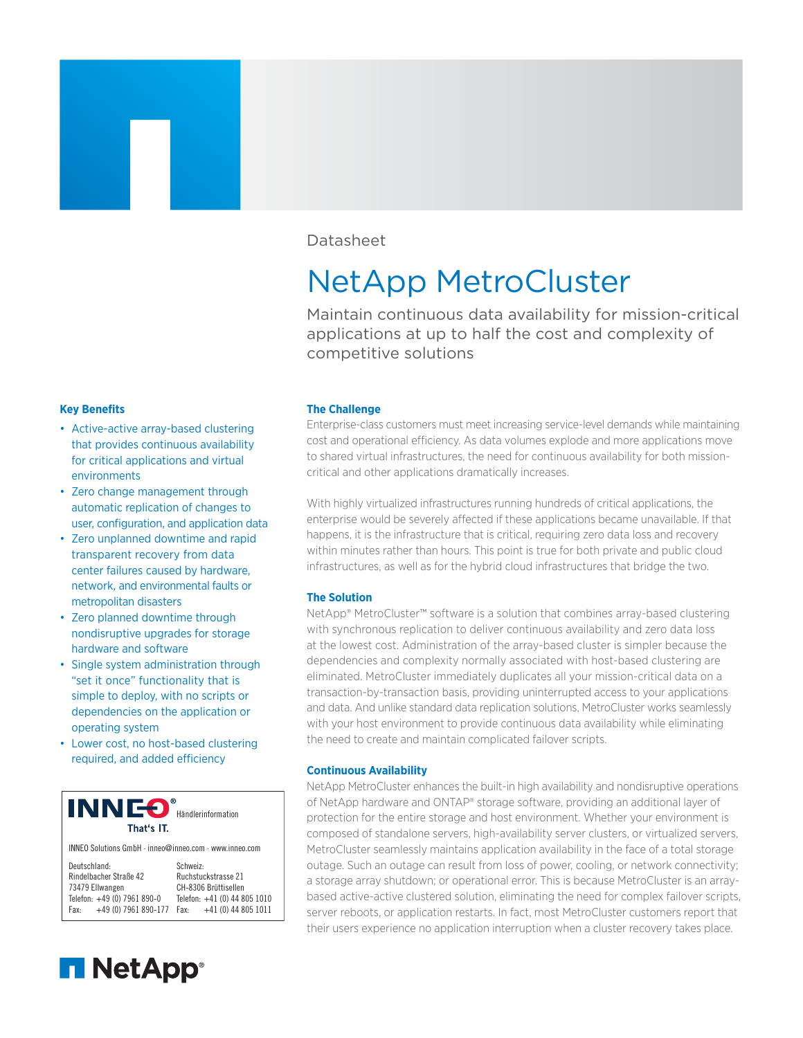Datasheet

# NetApp MetroCluster

Maintain continuous data availability for mission-critical applications at up to half the cost and complexity of competitive solutions

### Key Benefits

- Active-active array-based clustering that provides continuous availability for critical applications and virtual environments
- Zero change management through automatic replication of changes to user, configuration, and application data
- Zero unplanned downtime and rapid transparent recovery from data center failures caused by hardware, network, and environmental faults or metropolitan disasters
- Zero planned downtime through nondisruptive upgrades for storage hardware and software
- Single system administration through "set it once" functionality that is simple to deploy, with no scripts or dependencies on the application or operating system
- Lower cost, no host-based clustering required, and added efficiency

**INNEO® That's IT.** Händlerinformation

INNEO Solutions GmbH · inneo@inneo.com · www.inneo.com

| Deutschland: | Schweiz: |
|---|---|
| Rindelbacher Straße 42 | Ruchstuckstrasse 21 |
| 73479 Ellwangen | CH-8306 Brüttisellen |
| Telefon: +49 (0) 7961 890-0 | Telefon: +41 (0) 44 805 1010 |
| Fax: +49 (0) 7961 890-177 | Fax: +41 (0) 44 805 1011 |

NetApp®

### The Challenge

Enterprise-class customers must meet increasing service-level demands while maintaining cost and operational efficiency. As data volumes explode and more applications move to shared virtual infrastructures, the need for continuous availability for both mission-critical and other applications dramatically increases.

With highly virtualized infrastructures running hundreds of critical applications, the enterprise would be severely affected if these applications became unavailable. If that happens, it is the infrastructure that is critical, requiring zero data loss and recovery within minutes rather than hours. This point is true for both private and public cloud infrastructures, as well as for the hybrid cloud infrastructures that bridge the two.

### The Solution

NetApp® MetroCluster™ software is a solution that combines array-based clustering with synchronous replication to deliver continuous availability and zero data loss at the lowest cost. Administration of the array-based cluster is simpler because the dependencies and complexity normally associated with host-based clustering are eliminated. MetroCluster immediately duplicates all your mission-critical data on a transaction-by-transaction basis, providing uninterrupted access to your applications and data. And unlike standard data replication solutions, MetroCluster works seamlessly with your host environment to provide continuous data availability while eliminating the need to create and maintain complicated failover scripts.

### Continuous Availability

NetApp MetroCluster enhances the built-in high availability and nondisruptive operations of NetApp hardware and ONTAP® storage software, providing an additional layer of protection for the entire storage and host environment. Whether your environment is composed of standalone servers, high-availability server clusters, or virtualized servers, MetroCluster seamlessly maintains application availability in the face of a total storage outage. Such an outage can result from loss of power, cooling, or network connectivity; a storage array shutdown; or operational error. This is because MetroCluster is an array-based active-active clustered solution, eliminating the need for complex failover scripts, server reboots, or application restarts. In fact, most MetroCluster customers report that their users experience no application interruption when a cluster recovery takes place.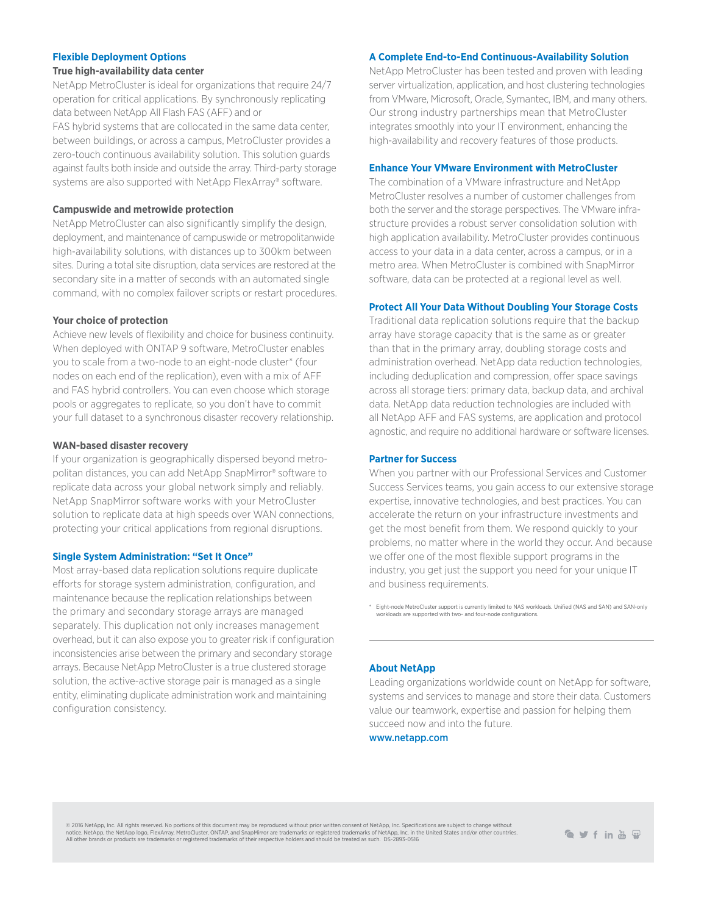## Flexible Deployment Options

### True high-availability data center

NetApp MetroCluster is ideal for organizations that require 24/7 operation for critical applications. By synchronously replicating data between NetApp All Flash FAS (AFF) and or FAS hybrid systems that are collocated in the same data center, between buildings, or across a campus, MetroCluster provides a zero-touch continuous availability solution. This solution guards against faults both inside and outside the array. Third-party storage systems are also supported with NetApp FlexArray® software.

### Campuswide and metrowide protection

NetApp MetroCluster can also significantly simplify the design, deployment, and maintenance of campuswide or metropolitanwide high-availability solutions, with distances up to 300km between sites. During a total site disruption, data services are restored at the secondary site in a matter of seconds with an automated single command, with no complex failover scripts or restart procedures.

### Your choice of protection

Achieve new levels of flexibility and choice for business continuity. When deployed with ONTAP 9 software, MetroCluster enables you to scale from a two-node to an eight-node cluster* (four nodes on each end of the replication), even with a mix of AFF and FAS hybrid controllers. You can even choose which storage pools or aggregates to replicate, so you don't have to commit your full dataset to a synchronous disaster recovery relationship.

### WAN-based disaster recovery

If your organization is geographically dispersed beyond metropolitan distances, you can add NetApp SnapMirror® software to replicate data across your global network simply and reliably. NetApp SnapMirror software works with your MetroCluster solution to replicate data at high speeds over WAN connections, protecting your critical applications from regional disruptions.

## Single System Administration: "Set It Once"

Most array-based data replication solutions require duplicate efforts for storage system administration, configuration, and maintenance because the replication relationships between the primary and secondary storage arrays are managed separately. This duplication not only increases management overhead, but it can also expose you to greater risk if configuration inconsistencies arise between the primary and secondary storage arrays. Because NetApp MetroCluster is a true clustered storage solution, the active-active storage pair is managed as a single entity, eliminating duplicate administration work and maintaining configuration consistency.

## A Complete End-to-End Continuous-Availability Solution

NetApp MetroCluster has been tested and proven with leading server virtualization, application, and host clustering technologies from VMware, Microsoft, Oracle, Symantec, IBM, and many others. Our strong industry partnerships mean that MetroCluster integrates smoothly into your IT environment, enhancing the high-availability and recovery features of those products.

## Enhance Your VMware Environment with MetroCluster

The combination of a VMware infrastructure and NetApp MetroCluster resolves a number of customer challenges from both the server and the storage perspectives. The VMware infrastructure provides a robust server consolidation solution with high application availability. MetroCluster provides continuous access to your data in a data center, across a campus, or in a metro area. When MetroCluster is combined with SnapMirror software, data can be protected at a regional level as well.

## Protect All Your Data Without Doubling Your Storage Costs

Traditional data replication solutions require that the backup array have storage capacity that is the same as or greater than that in the primary array, doubling storage costs and administration overhead. NetApp data reduction technologies, including deduplication and compression, offer space savings across all storage tiers: primary data, backup data, and archival data. NetApp data reduction technologies are included with all NetApp AFF and FAS systems, are application and protocol agnostic, and require no additional hardware or software licenses.

## Partner for Success

When you partner with our Professional Services and Customer Success Services teams, you gain access to our extensive storage expertise, innovative technologies, and best practices. You can accelerate the return on your infrastructure investments and get the most benefit from them. We respond quickly to your problems, no matter where in the world they occur. And because we offer one of the most flexible support programs in the industry, you get just the support you need for your unique IT and business requirements.

* Eight-node MetroCluster support is currently limited to NAS workloads. Unified (NAS and SAN) and SAN-only workloads are supported with two- and four-node configurations.

---

## About NetApp

Leading organizations worldwide count on NetApp for software, systems and services to manage and store their data. Customers value our teamwork, expertise and passion for helping them succeed now and into the future.

www.netapp.com

© 2016 NetApp, Inc. All rights reserved. No portions of this document may be reproduced without prior written consent of NetApp, Inc. Specifications are subject to change without notice. NetApp, the NetApp logo, FlexArray, MetroCluster, ONTAP, and SnapMirror are trademarks or registered trademarks of NetApp, Inc. in the United States and/or other countries. All other brands or products are trademarks or registered trademarks of their respective holders and should be treated as such. DS-2893-0516